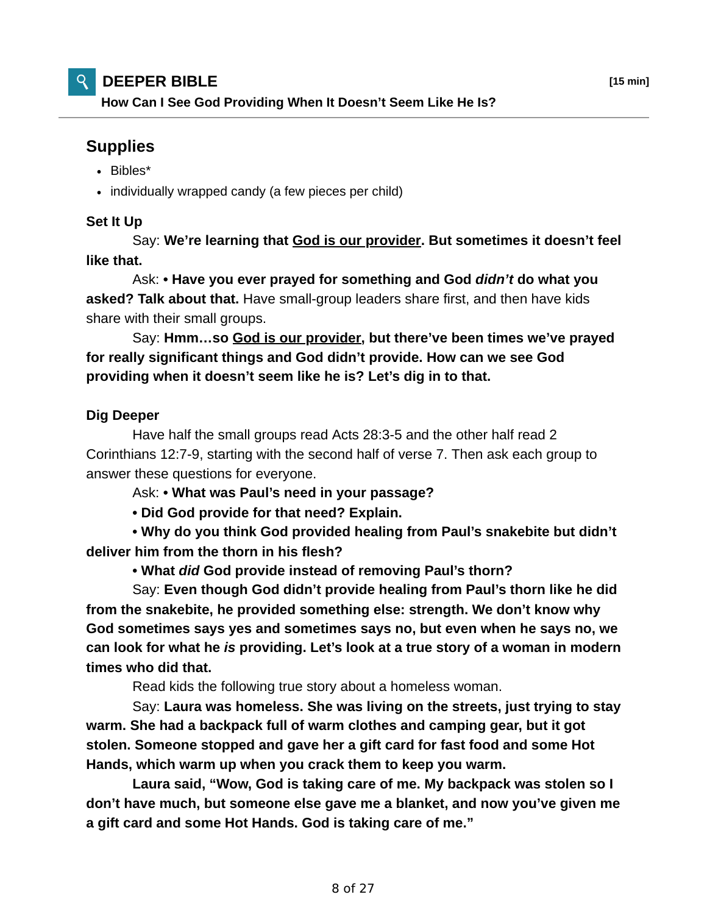## DEEPER BIBLE

**[15 min]**

**How Can I See God Providing When It Doesn't Seem Like He Is?**

### Supplies

- Bibles*
- individually wrapped candy (a few pieces per child)

**Set It Up**

Say: **We're learning that <u>God is our provider</u>. But sometimes it doesn't feel like that.**

Ask: **• Have you ever prayed for something and God *didn't* do what you asked? Talk about that.** Have small-group leaders share first, and then have kids share with their small groups.

Say: **Hmm…so <u>God is our provider</u>, but there've been times we've prayed for really significant things and God didn't provide. How can we see God providing when it doesn't seem like he is? Let's dig in to that.**

**Dig Deeper**

Have half the small groups read Acts 28:3-5 and the other half read 2 Corinthians 12:7-9, starting with the second half of verse 7. Then ask each group to answer these questions for everyone.

Ask: **• What was Paul's need in your passage?**

**• Did God provide for that need? Explain.**

**• Why do you think God provided healing from Paul's snakebite but didn't deliver him from the thorn in his flesh?**

**• What *did* God provide instead of removing Paul's thorn?**

Say: **Even though God didn't provide healing from Paul's thorn like he did from the snakebite, he provided something else: strength. We don't know why God sometimes says yes and sometimes says no, but even when he says no, we can look for what he *is* providing. Let's look at a true story of a woman in modern times who did that.**

Read kids the following true story about a homeless woman.

Say: **Laura was homeless. She was living on the streets, just trying to stay warm. She had a backpack full of warm clothes and camping gear, but it got stolen. Someone stopped and gave her a gift card for fast food and some Hot Hands, which warm up when you crack them to keep you warm.**

**Laura said, "Wow, God is taking care of me. My backpack was stolen so I don't have much, but someone else gave me a blanket, and now you've given me a gift card and some Hot Hands. God is taking care of me."**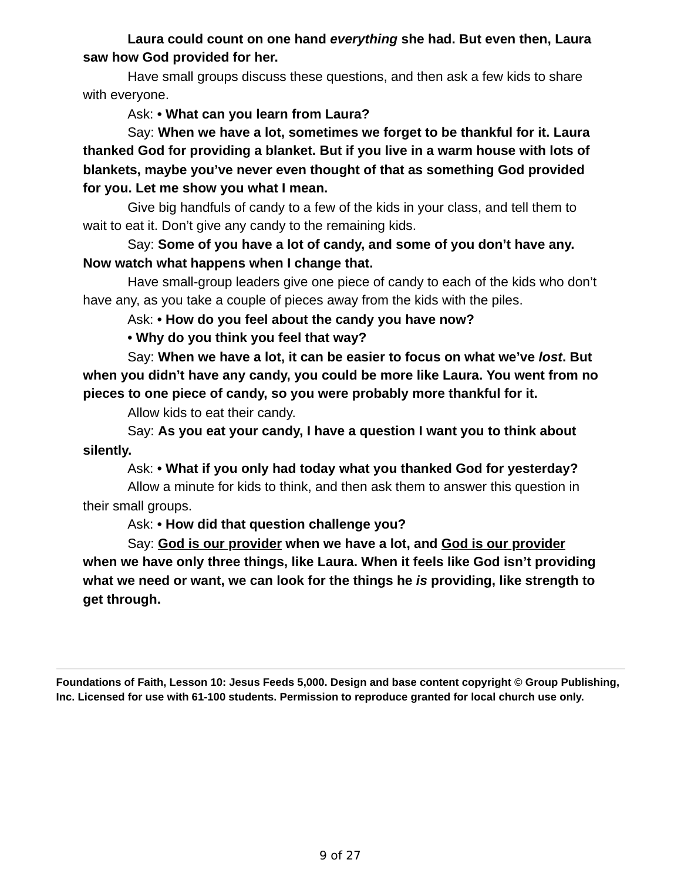**Laura could count on one hand *everything* she had. But even then, Laura saw how God provided for her.**

Have small groups discuss these questions, and then ask a few kids to share with everyone.

Ask: **• What can you learn from Laura?**

Say: **When we have a lot, sometimes we forget to be thankful for it. Laura thanked God for providing a blanket. But if you live in a warm house with lots of blankets, maybe you've never even thought of that as something God provided for you. Let me show you what I mean.**

Give big handfuls of candy to a few of the kids in your class, and tell them to wait to eat it. Don't give any candy to the remaining kids.

Say: **Some of you have a lot of candy, and some of you don't have any. Now watch what happens when I change that.**

Have small-group leaders give one piece of candy to each of the kids who don't have any, as you take a couple of pieces away from the kids with the piles.

Ask: **• How do you feel about the candy you have now?**

**• Why do you think you feel that way?**

Say: **When we have a lot, it can be easier to focus on what we've *lost*. But when you didn't have any candy, you could be more like Laura. You went from no pieces to one piece of candy, so you were probably more thankful for it.**

Allow kids to eat their candy.

Say: **As you eat your candy, I have a question I want you to think about silently.**

Ask: **• What if you only had today what you thanked God for yesterday?**

Allow a minute for kids to think, and then ask them to answer this question in their small groups.

Ask: **• How did that question challenge you?**

Say: **<u>God is our provider</u> when we have a lot, and <u>God is our provider</u> when we have only three things, like Laura. When it feels like God isn't providing what we need or want, we can look for the things he *is* providing, like strength to get through.**

---

**Foundations of Faith, Lesson 10: Jesus Feeds 5,000. Design and base content copyright © Group Publishing, Inc. Licensed for use with 61-100 students. Permission to reproduce granted for local church use only.**